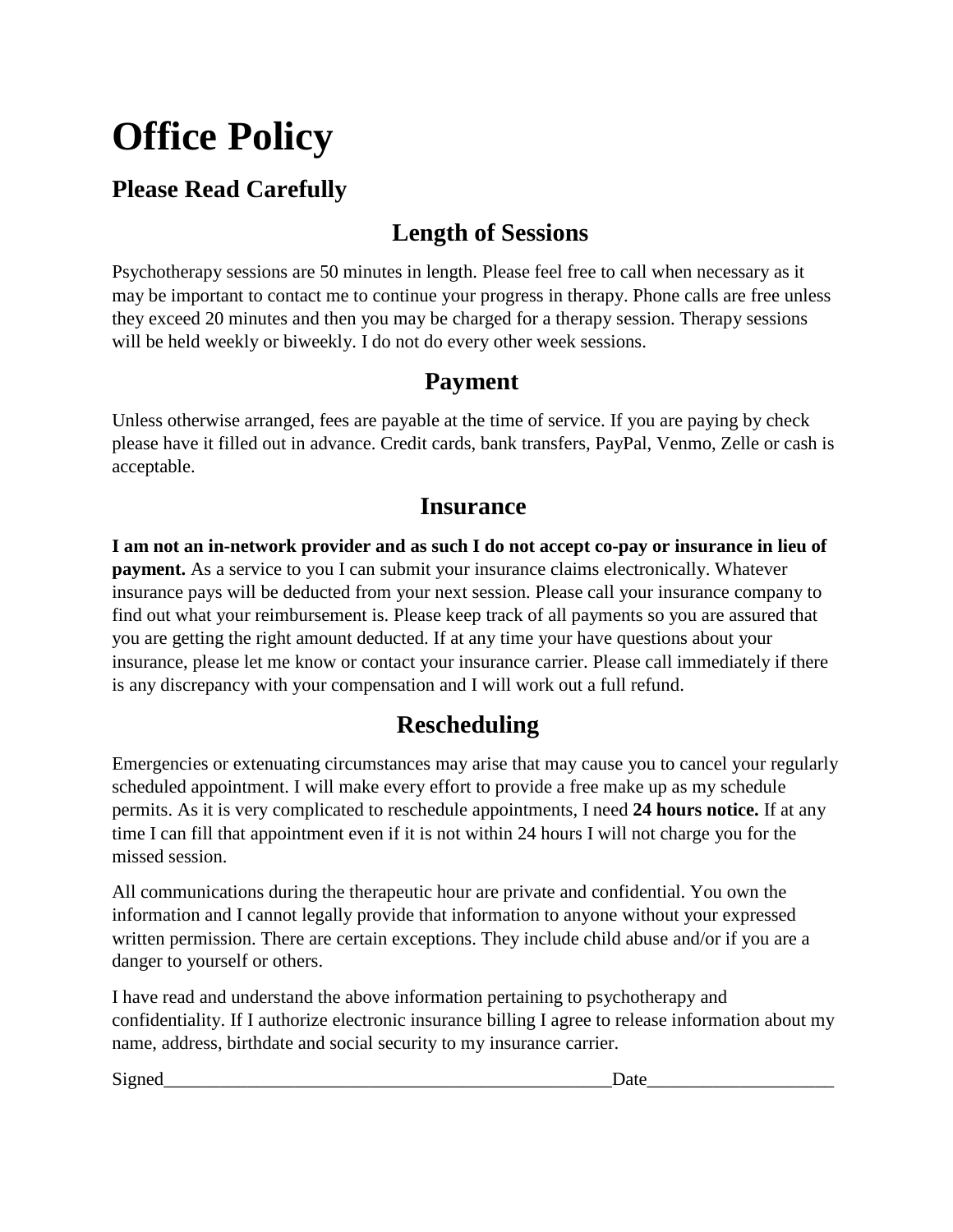# Office Policy

## Please Read Carefully

### Length of Sessions

Psychotherapy sessions are 50 minutes in length. Please feel free to call when necessary as it may be important to contact me to continue your progress in therapy. Phone calls are free unless they exceed 20 minutes and then you may be charged for a therapy session. Therapy sessions will be held weekly or biweekly. I do not do every other week sessions.

### Payment

Unless otherwise arranged, fees are payable at the time of service. If you are paying by check please have it filled out in advance. Credit cards, bank transfers, PayPal, Venmo, Zelle or cash is acceptable.

### Insurance

**I am not an in-network provider and as such I do not accept co-pay or insurance in lieu of payment.** As a service to you I can submit your insurance claims electronically. Whatever insurance pays will be deducted from your next session. Please call your insurance company to find out what your reimbursement is. Please keep track of all payments so you are assured that you are getting the right amount deducted. If at any time your have questions about your insurance, please let me know or contact your insurance carrier. Please call immediately if there is any discrepancy with your compensation and I will work out a full refund.

### Rescheduling

Emergencies or extenuating circumstances may arise that may cause you to cancel your regularly scheduled appointment. I will make every effort to provide a free make up as my schedule permits. As it is very complicated to reschedule appointments, I need **24 hours notice.** If at any time I can fill that appointment even if it is not within 24 hours I will not charge you for the missed session.

All communications during the therapeutic hour are private and confidential. You own the information and I cannot legally provide that information to anyone without your expressed written permission. There are certain exceptions. They include child abuse and/or if you are a danger to yourself or others.

I have read and understand the above information pertaining to psychotherapy and confidentiality. If I authorize electronic insurance billing I agree to release information about my name, address, birthdate and social security to my insurance carrier.

Signed_________________________________________________Date____________________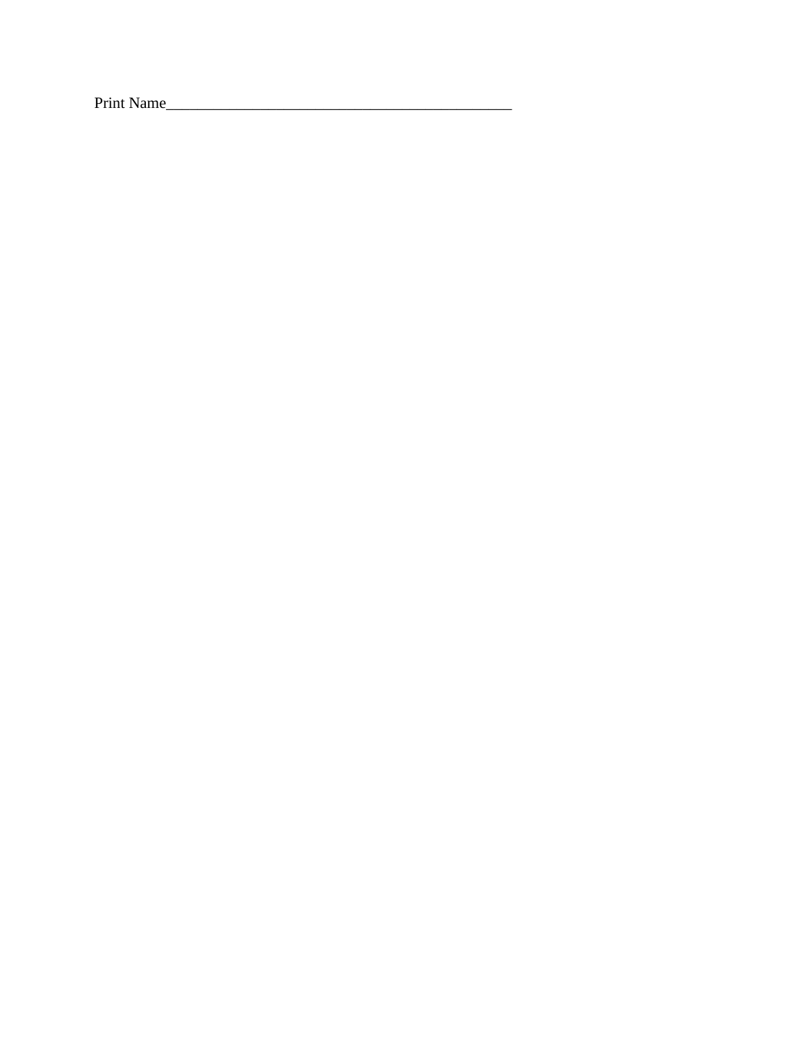Print Name_____________________________________________